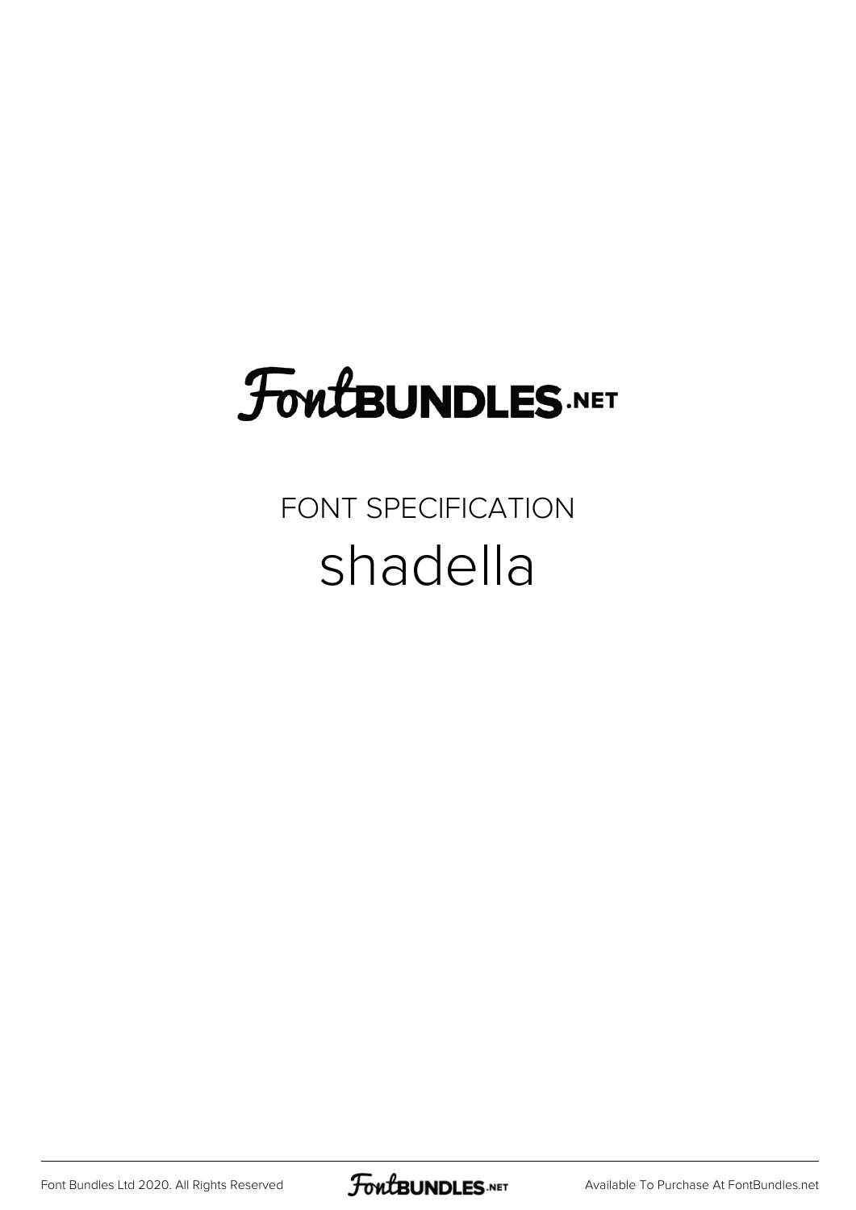# FontBUNDLES.NET

## FONT SPECIFICATION

# shadella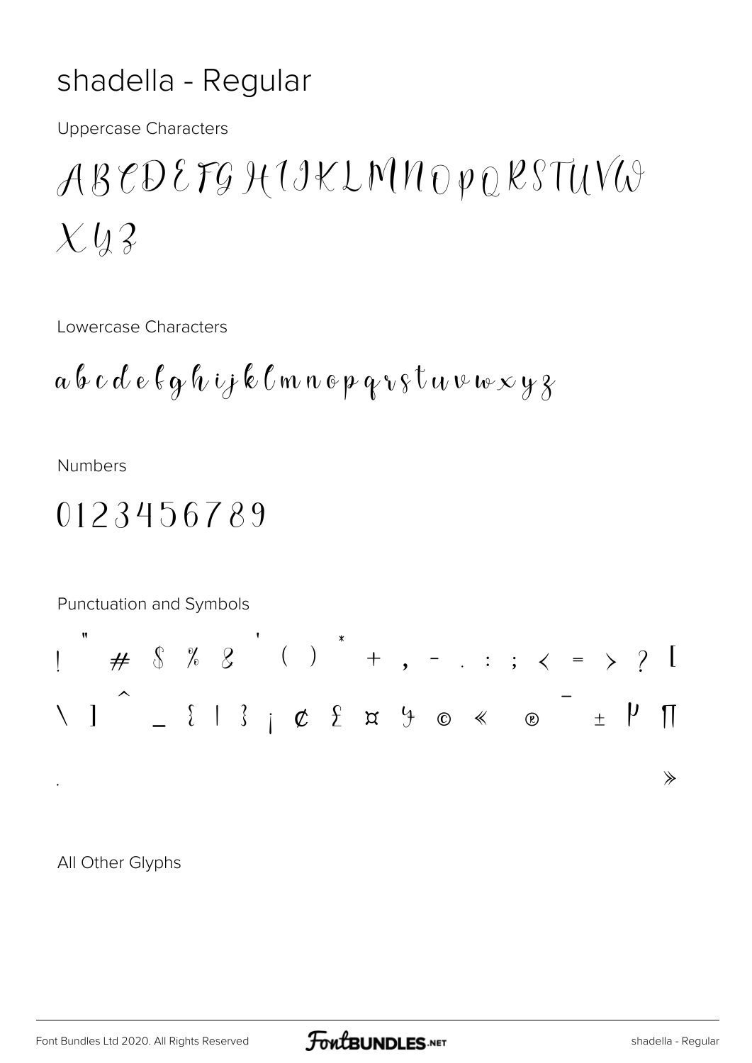# shadella - Regular

Uppercase Characters

A B C D E F G H I J K L M N O P Q R S T U V W X Y Z

Lowercase Characters

a b c d e f g h i j k l m n o p q r s t u v w x y z

Numbers

0 1 2 3 4 5 6 7 8 9

Punctuation and Symbols

! " # $ % & ' ( ) * + , - . : ; < = > ? [ \ ] ^ _ { | } ¡ ¢ £ ¤ ¥ © « ® ¯ ± µ ¶ · »

All Other Glyphs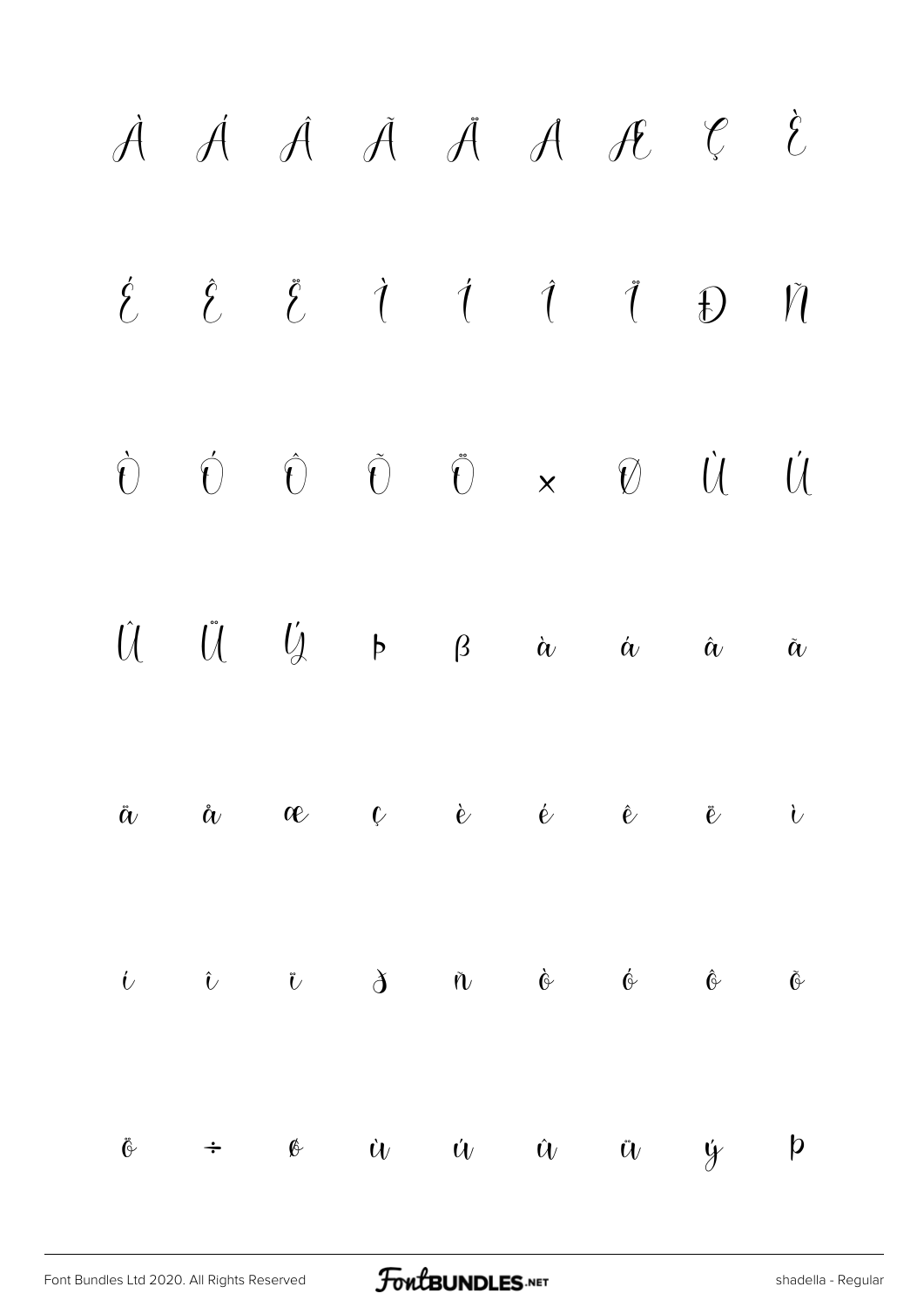À Á Â Ã Ä Å Æ Ç È

É Ê Ë Ì Í Î Ï Ð Ñ

Ò Ó Ô Õ Ö × Ø Ù Ú

Û Ü Ý Þ ß à á â ã

ä å æ ç è é ê ë ì

í î ï ð ñ ò ó ô õ

ö ÷ ø ù ú û ü ý þ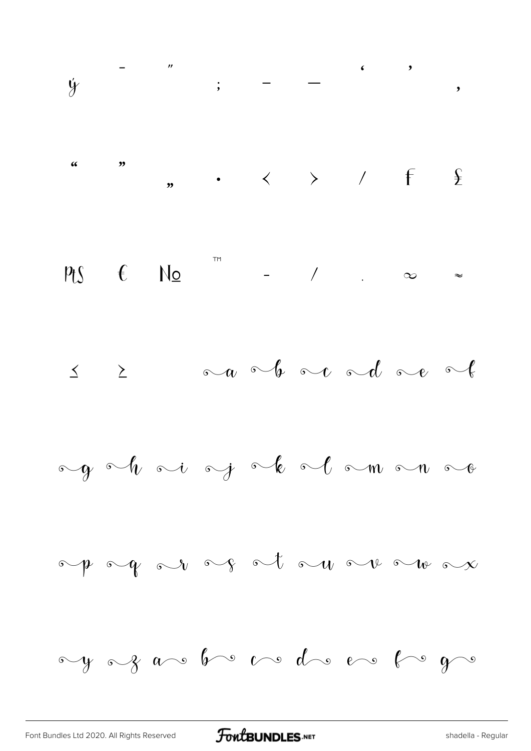ý - ″ ; – — ‘ ’ ,

“ ” „ • ‹ › ⁄ ₣ ₤

₧ € № ™ - / . ∞ ≈

≤ ≥ a b c d e f

g h i j k l m n o

p q r s t u v w x

y z a b c d e f g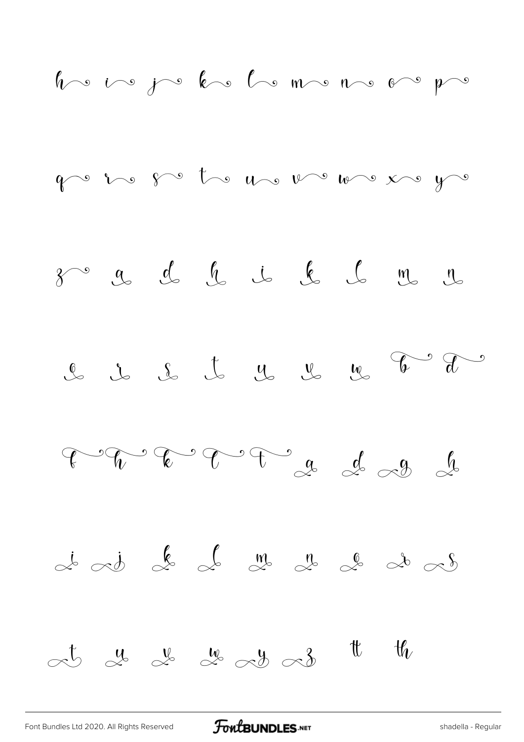h i j k l m n o p

q r s t u v w x y

z a d h i k l m n

o r s t u v w b d

f h k l t a d g h

i j k l m n o r s

t u v w y z tt th